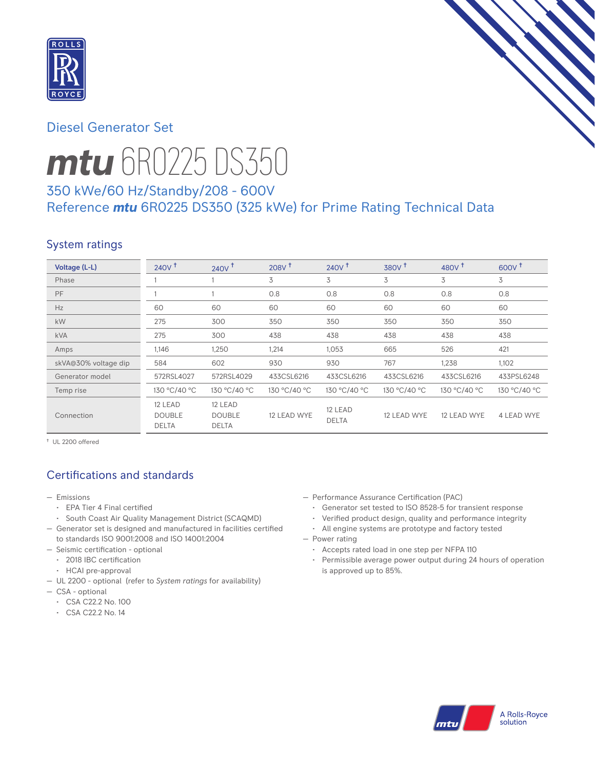Diesel Generator Set

# *mtu* 6R0225 DS350

## 350 kWe/60 Hz/Standby/208 - 600V
## Reference *mtu* 6R0225 DS350 (325 kWe) for Prime Rating Technical Data

### System ratings

| Voltage (L-L) | 240V † | 240V † | 208V † | 240V † | 380V † | 480V † | 600V † |
|---|---|---|---|---|---|---|---|
| Phase | 1 | 1 | 3 | 3 | 3 | 3 | 3 |
| PF | 1 | 1 | 0.8 | 0.8 | 0.8 | 0.8 | 0.8 |
| Hz | 60 | 60 | 60 | 60 | 60 | 60 | 60 |
| kW | 275 | 300 | 350 | 350 | 350 | 350 | 350 |
| kVA | 275 | 300 | 438 | 438 | 438 | 438 | 438 |
| Amps | 1,146 | 1,250 | 1,214 | 1,053 | 665 | 526 | 421 |
| skVA@30% voltage dip | 584 | 602 | 930 | 930 | 767 | 1,238 | 1,102 |
| Generator model | 572RSL4027 | 572RSL4029 | 433CSL6216 | 433CSL6216 | 433CSL6216 | 433CSL6216 | 433PSL6248 |
| Temp rise | 130 °C/40 °C | 130 °C/40 °C | 130 °C/40 °C | 130 °C/40 °C | 130 °C/40 °C | 130 °C/40 °C | 130 °C/40 °C |
| Connection | 12 LEAD DOUBLE DELTA | 12 LEAD DOUBLE DELTA | 12 LEAD WYE | 12 LEAD DELTA | 12 LEAD WYE | 12 LEAD WYE | 4 LEAD WYE |

† UL 2200 offered

### Certifications and standards

- Emissions
  - EPA Tier 4 Final certified
  - South Coast Air Quality Management District (SCAQMD)
- Generator set is designed and manufactured in facilities certified to standards ISO 9001:2008 and ISO 14001:2004
- Seismic certification - optional
  - 2018 IBC certification
  - HCAI pre-approval
- UL 2200 - optional (refer to *System ratings* for availability)
- CSA - optional
  - CSA C22.2 No. 100
  - CSA C22.2 No. 14
- Performance Assurance Certification (PAC)
  - Generator set tested to ISO 8528-5 for transient response
  - Verified product design, quality and performance integrity
  - All engine systems are prototype and factory tested
- Power rating
  - Accepts rated load in one step per NFPA 110
  - Permissible average power output during 24 hours of operation is approved up to 85%.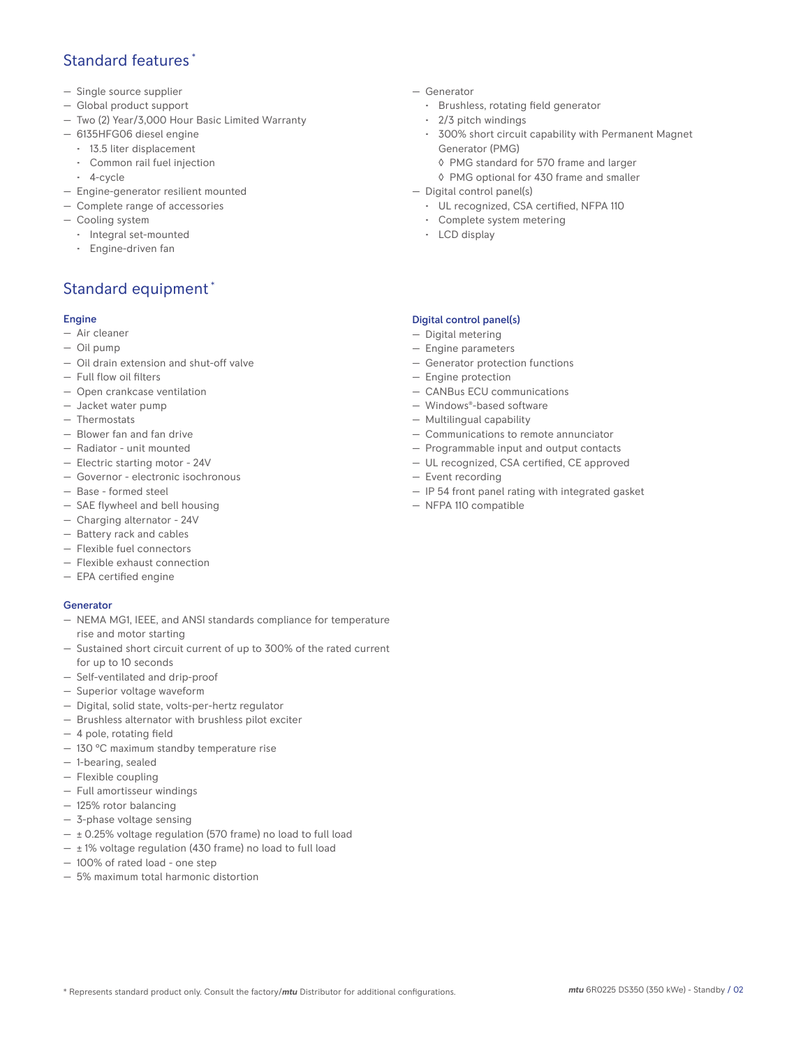## Standard features *

- Single source supplier
- Global product support
- Two (2) Year/3,000 Hour Basic Limited Warranty
- 6135HFG06 diesel engine
  - 13.5 liter displacement
  - Common rail fuel injection
  - 4-cycle
- Engine-generator resilient mounted
- Complete range of accessories
- Cooling system
  - Integral set-mounted
  - Engine-driven fan
- Generator
  - Brushless, rotating field generator
  - 2/3 pitch windings
  - 300% short circuit capability with Permanent Magnet Generator (PMG)
    - ◊ PMG standard for 570 frame and larger
    - ◊ PMG optional for 430 frame and smaller
- Digital control panel(s)
  - UL recognized, CSA certified, NFPA 110
  - Complete system metering
  - LCD display

## Standard equipment *

### Engine

- Air cleaner
- Oil pump
- Oil drain extension and shut-off valve
- Full flow oil filters
- Open crankcase ventilation
- Jacket water pump
- Thermostats
- Blower fan and fan drive
- Radiator - unit mounted
- Electric starting motor - 24V
- Governor - electronic isochronous
- Base - formed steel
- SAE flywheel and bell housing
- Charging alternator - 24V
- Battery rack and cables
- Flexible fuel connectors
- Flexible exhaust connection
- EPA certified engine

### Generator

- NEMA MG1, IEEE, and ANSI standards compliance for temperature rise and motor starting
- Sustained short circuit current of up to 300% of the rated current for up to 10 seconds
- Self-ventilated and drip-proof
- Superior voltage waveform
- Digital, solid state, volts-per-hertz regulator
- Brushless alternator with brushless pilot exciter
- 4 pole, rotating field
- 130 °C maximum standby temperature rise
- 1-bearing, sealed
- Flexible coupling
- Full amortisseur windings
- 125% rotor balancing
- 3-phase voltage sensing
- ± 0.25% voltage regulation (570 frame) no load to full load
- ± 1% voltage regulation (430 frame) no load to full load
- 100% of rated load - one step
- 5% maximum total harmonic distortion

### Digital control panel(s)

- Digital metering
- Engine parameters
- Generator protection functions
- Engine protection
- CANBus ECU communications
- Windows®-based software
- Multilingual capability
- Communications to remote annunciator
- Programmable input and output contacts
- UL recognized, CSA certified, CE approved
- Event recording
- IP 54 front panel rating with integrated gasket
- NFPA 110 compatible

* Represents standard product only. Consult the factory/*mtu* Distributor for additional configurations.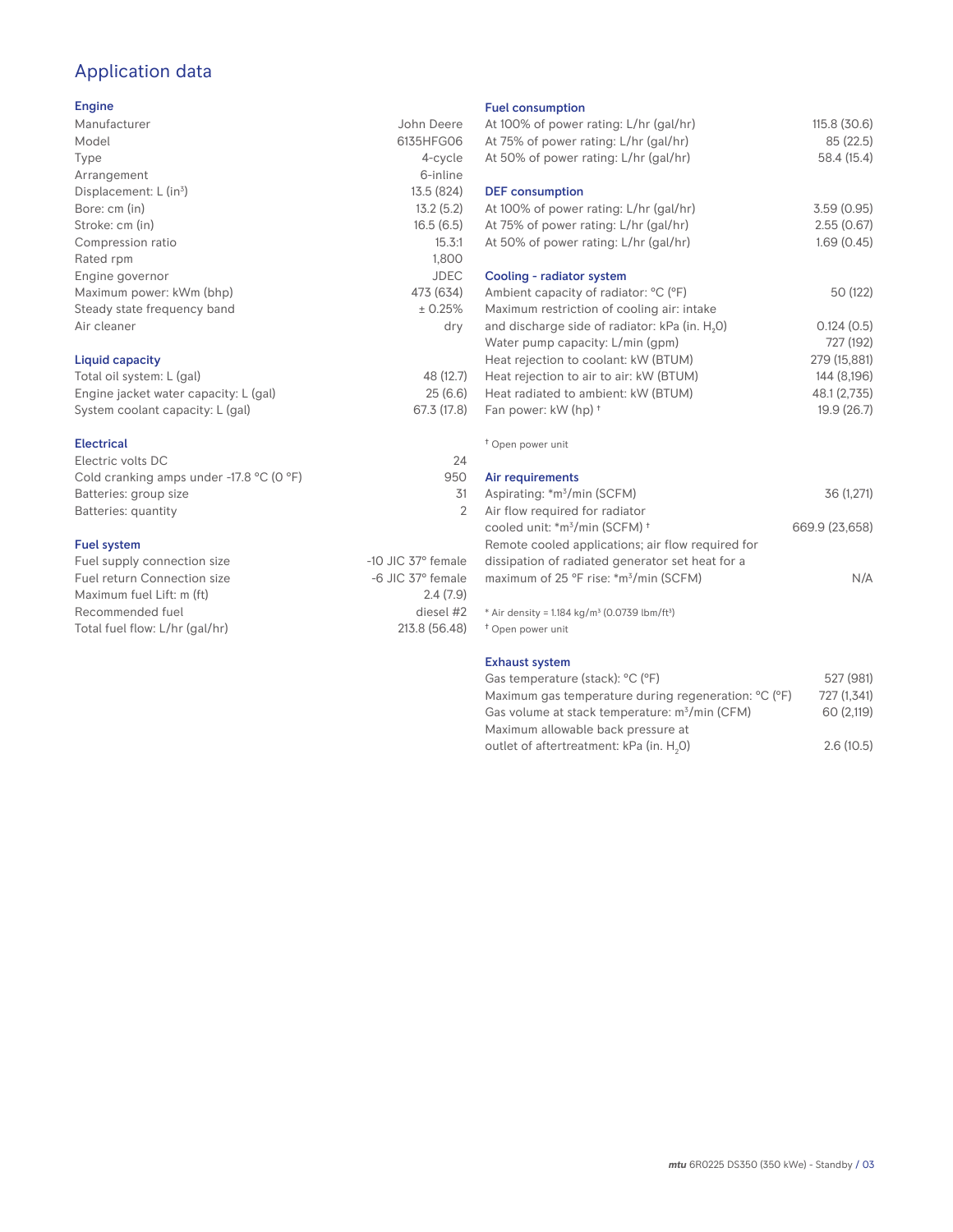# Application data

## Engine

| | |
|---|---|
| Manufacturer | John Deere |
| Model | 6135HFG06 |
| Type | 4-cycle |
| Arrangement | 6-inline |
| Displacement: L (in³) | 13.5 (824) |
| Bore: cm (in) | 13.2 (5.2) |
| Stroke: cm (in) | 16.5 (6.5) |
| Compression ratio | 15.3:1 |
| Rated rpm | 1,800 |
| Engine governor | JDEC |
| Maximum power: kWm (bhp) | 473 (634) |
| Steady state frequency band | ± 0.25% |
| Air cleaner | dry |

## Liquid capacity

| | |
|---|---|
| Total oil system: L (gal) | 48 (12.7) |
| Engine jacket water capacity: L (gal) | 25 (6.6) |
| System coolant capacity: L (gal) | 67.3 (17.8) |

## Electrical

| | |
|---|---|
| Electric volts DC | 24 |
| Cold cranking amps under -17.8 °C (0 °F) | 950 |
| Batteries: group size | 31 |
| Batteries: quantity | 2 |

## Fuel system

| | |
|---|---|
| Fuel supply connection size | -10 JIC 37° female |
| Fuel return Connection size | -6 JIC 37° female |
| Maximum fuel Lift: m (ft) | 2.4 (7.9) |
| Recommended fuel | diesel #2 |
| Total fuel flow: L/hr (gal/hr) | 213.8 (56.48) |

## Fuel consumption

| | |
|---|---|
| At 100% of power rating: L/hr (gal/hr) | 115.8 (30.6) |
| At 75% of power rating: L/hr (gal/hr) | 85 (22.5) |
| At 50% of power rating: L/hr (gal/hr) | 58.4 (15.4) |

## DEF consumption

| | |
|---|---|
| At 100% of power rating: L/hr (gal/hr) | 3.59 (0.95) |
| At 75% of power rating: L/hr (gal/hr) | 2.55 (0.67) |
| At 50% of power rating: L/hr (gal/hr) | 1.69 (0.45) |

## Cooling - radiator system

| | |
|---|---|
| Ambient capacity of radiator: °C (°F) | 50 (122) |
| Maximum restriction of cooling air: intake and discharge side of radiator: kPa (in. $H_2O$) | 0.124 (0.5) |
| Water pump capacity: L/min (gpm) | 727 (192) |
| Heat rejection to coolant: kW (BTUM) | 279 (15,881) |
| Heat rejection to air to air: kW (BTUM) | 144 (8,196) |
| Heat radiated to ambient: kW (BTUM) | 48.1 (2,735) |
| Fan power: kW (hp) † | 19.9 (26.7) |

† Open power unit

## Air requirements

| | |
|---|---|
| Aspirating: *m³/min (SCFM) | 36 (1,271) |
| Air flow required for radiator cooled unit: *m³/min (SCFM) † | 669.9 (23,658) |
| Remote cooled applications; air flow required for dissipation of radiated generator set heat for a maximum of 25 °F rise: *m³/min (SCFM) | N/A |

* Air density = 1.184 kg/m³ (0.0739 lbm/ft³)

† Open power unit

## Exhaust system

| | |
|---|---|
| Gas temperature (stack): °C (°F) | 527 (981) |
| Maximum gas temperature during regeneration: °C (°F) | 727 (1,341) |
| Gas volume at stack temperature: m³/min (CFM) | 60 (2,119) |
| Maximum allowable back pressure at outlet of aftertreatment: kPa (in. $H_2O$) | 2.6 (10.5) |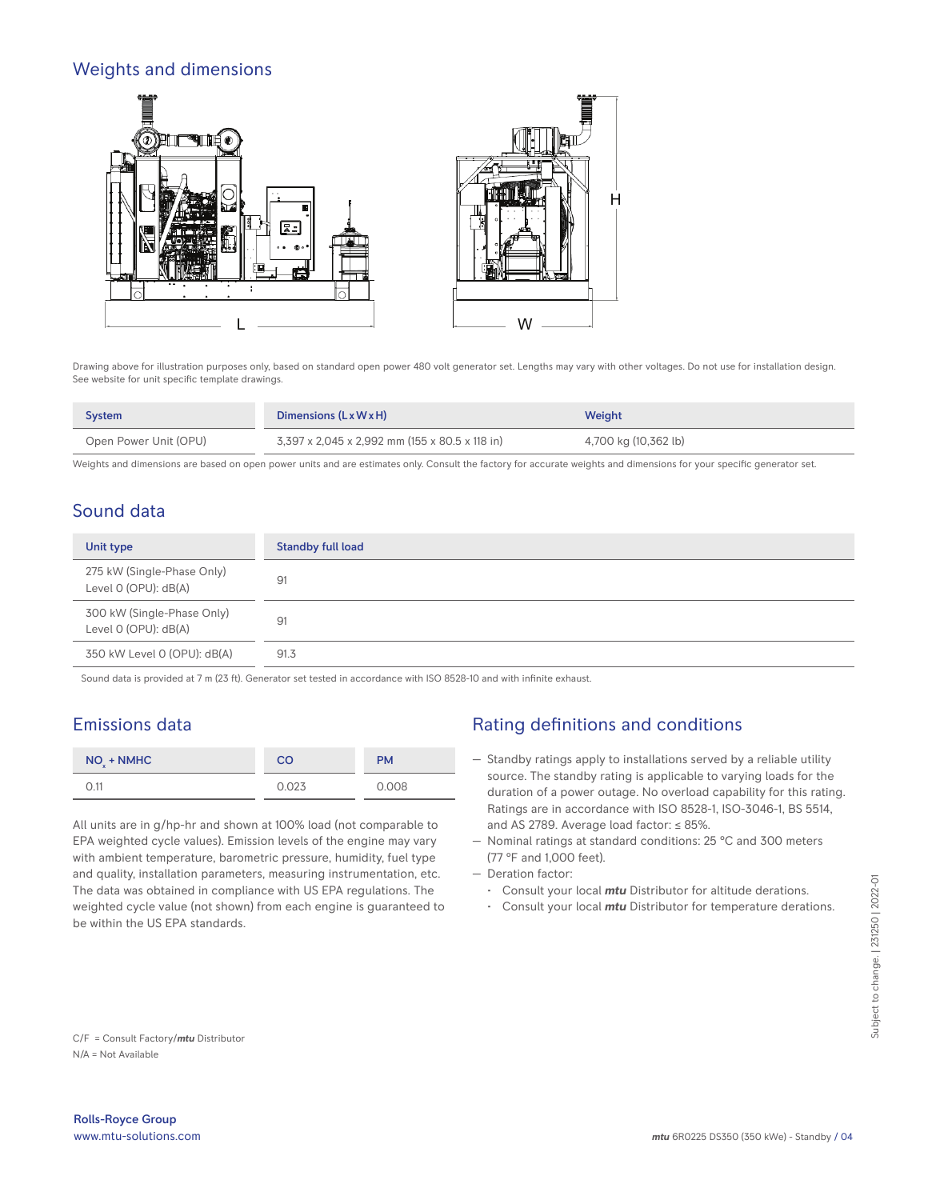## Weights and dimensions

L

W

H

Drawing above for illustration purposes only, based on standard open power 480 volt generator set. Lengths may vary with other voltages. Do not use for installation design. See website for unit specific template drawings.

| System | Dimensions (L x W x H) | Weight |
|---|---|---|
| Open Power Unit (OPU) | 3,397 x 2,045 x 2,992 mm (155 x 80.5 x 118 in) | 4,700 kg (10,362 lb) |

Weights and dimensions are based on open power units and are estimates only. Consult the factory for accurate weights and dimensions for your specific generator set.

## Sound data

| Unit type | Standby full load |
|---|---|
| 275 kW (Single-Phase Only) Level 0 (OPU): dB(A) | 91 |
| 300 kW (Single-Phase Only) Level 0 (OPU): dB(A) | 91 |
| 350 kW Level 0 (OPU): dB(A) | 91.3 |

Sound data is provided at 7 m (23 ft). Generator set tested in accordance with ISO 8528-10 and with infinite exhaust.

## Emissions data

| $NO_x$ + NMHC | CO | PM |
|---|---|---|
| 0.11 | 0.023 | 0.008 |

All units are in g/hp-hr and shown at 100% load (not comparable to EPA weighted cycle values). Emission levels of the engine may vary with ambient temperature, barometric pressure, humidity, fuel type and quality, installation parameters, measuring instrumentation, etc. The data was obtained in compliance with US EPA regulations. The weighted cycle value (not shown) from each engine is guaranteed to be within the US EPA standards.

## Rating definitions and conditions

- Standby ratings apply to installations served by a reliable utility source. The standby rating is applicable to varying loads for the duration of a power outage. No overload capability for this rating. Ratings are in accordance with ISO 8528-1, ISO-3046-1, BS 5514, and AS 2789. Average load factor: ≤ 85%.
- Nominal ratings at standard conditions: 25 °C and 300 meters (77 °F and 1,000 feet).
- Deration factor:
  - Consult your local ***mtu*** Distributor for altitude derations.
  - Consult your local ***mtu*** Distributor for temperature derations.

C/F = Consult Factory/***mtu*** Distributor
N/A = Not Available

Subject to change. | 231250 | 2022-01

Rolls-Royce Group
www.mtu-solutions.com